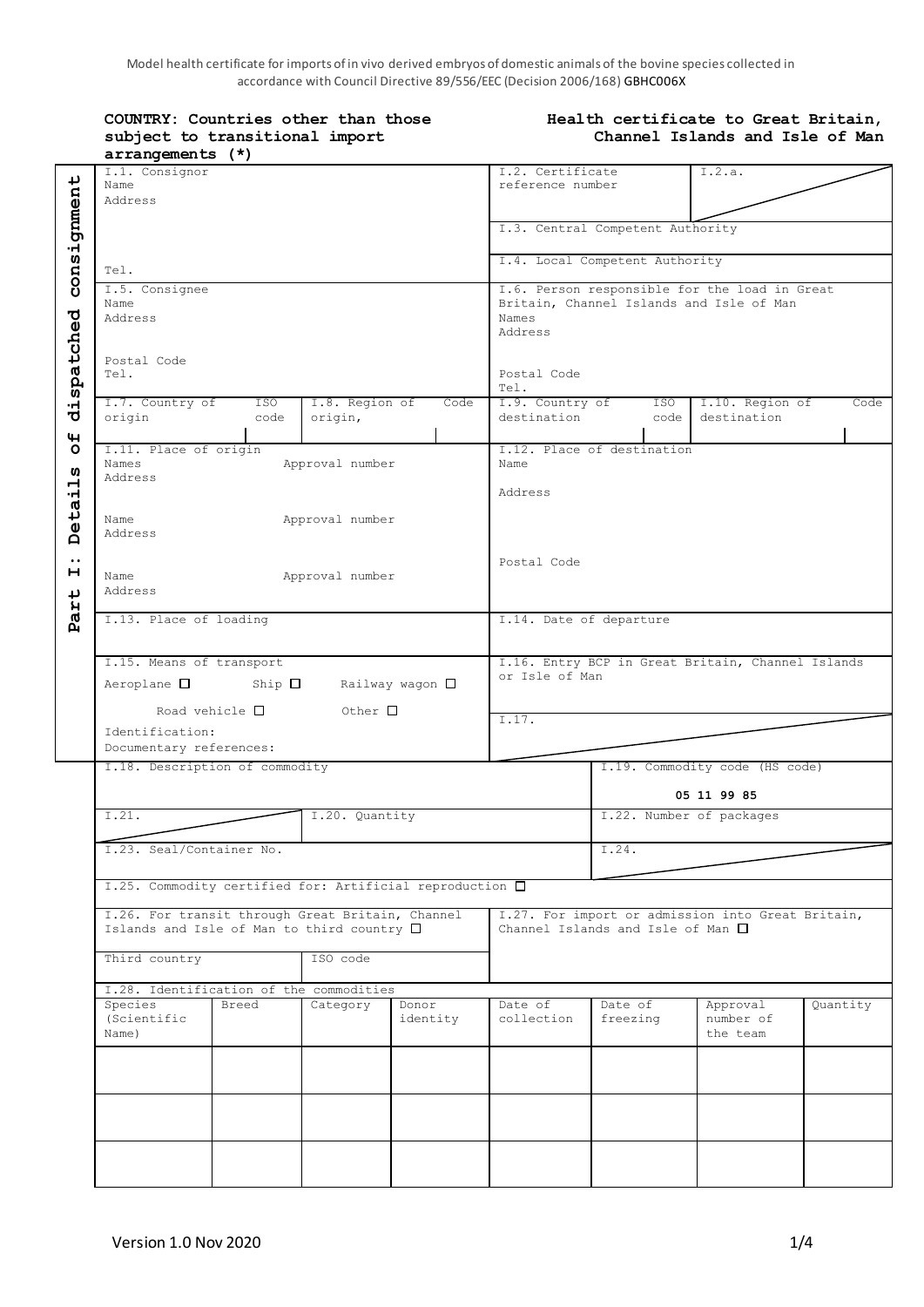Model health certificate for imports of in vivo derived embryos of domestic animals of the bovine species collected in accordance with Council Directive 89/556/EEC (Decision 2006/168) GBHC006X

**COUNTRY: Countries other than those subject to transitional import arrangements (*)**

**Health certificate to Great Britain, Channel Islands and Isle of Man**

**Part I: Details of dispatched consignment**

| | |
|---|---|
| I.1. Consignor<br>Name<br>Address<br><br>Tel. | I.2. Certificate reference number<br>I.2.a.<br><br>I.3. Central Competent Authority<br><br>I.4. Local Competent Authority |
| I.5. Consignee<br>Name<br>Address<br><br>Postal Code<br>Tel. | I.6. Person responsible for the load in Great Britain, Channel Islands and Isle of Man<br>Names<br>Address<br><br>Postal Code<br>Tel. |
| I.7. Country of origin / ISO code<br>I.8. Region of origin, / Code | I.9. Country of destination / ISO code<br>I.10. Region of destination / Code |
| I.11. Place of origin<br>Names / Approval number<br>Address<br><br>Name / Approval number<br>Address<br><br>Name / Approval number<br>Address | I.12. Place of destination<br>Name<br><br>Address<br><br>Postal Code |
| I.13. Place of loading | I.14. Date of departure |
| I.15. Means of transport<br>Aeroplane ☐ Ship ☐ Railway wagon ☐<br>Road vehicle ☐ Other ☐<br>Identification:<br>Documentary references: | I.16. Entry BCP in Great Britain, Channel Islands or Isle of Man<br><br>I.17. |
| I.18. Description of commodity | I.19. Commodity code (HS code)<br>**05 11 99 85** |
| I.21. / I.20. Quantity | I.22. Number of packages |
| I.23. Seal/Container No. | I.24. |
| I.25. Commodity certified for: Artificial reproduction ☐ | |
| I.26. For transit through Great Britain, Channel Islands and Isle of Man to third country ☐<br>Third country / ISO code | I.27. For import or admission into Great Britain, Channel Islands and Isle of Man ☐ |

I.28. Identification of the commodities

| Species (Scientific Name) | Breed | Category | Donor identity | Date of collection | Date of freezing | Approval number of the team | Quantity |
|---|---|---|---|---|---|---|---|
| | | | | | | | |
| | | | | | | | |
| | | | | | | | |

Version 1.0 Nov 2020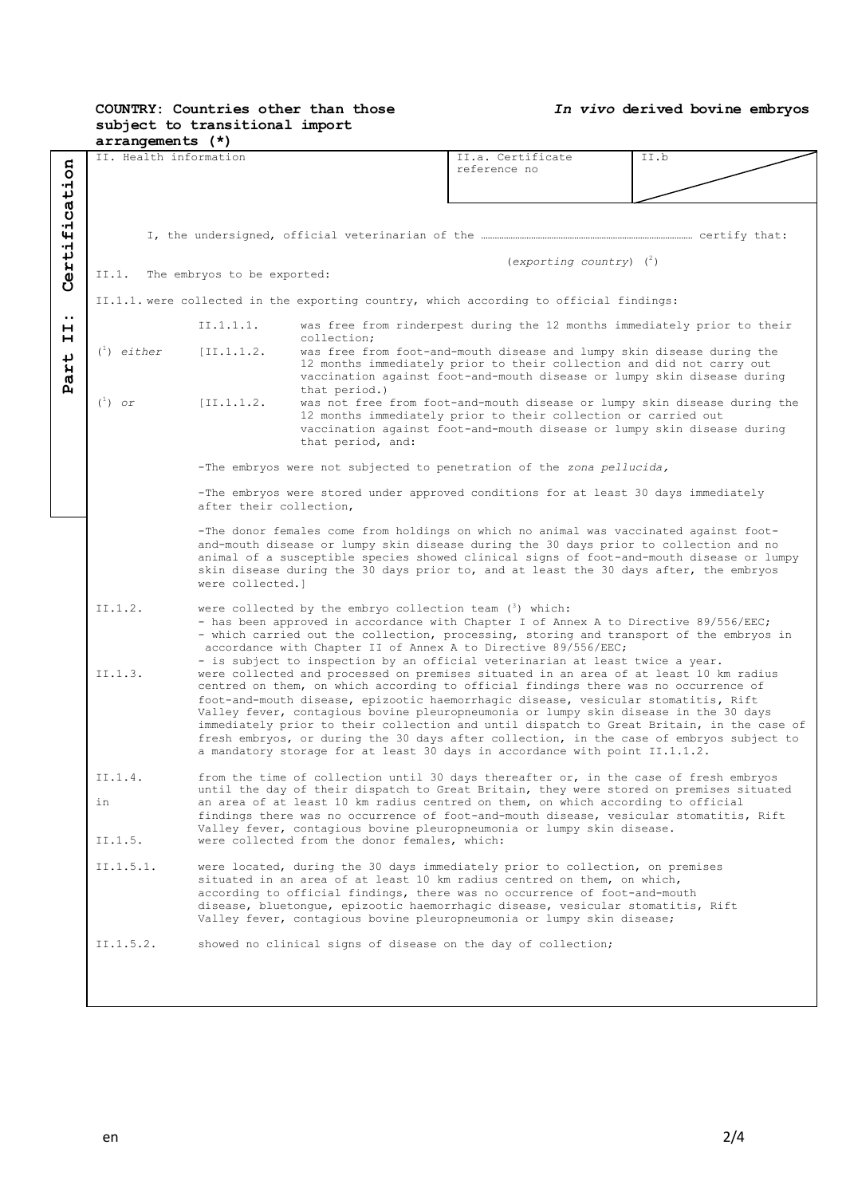**COUNTRY: Countries other than those subject to transitional import arrangements (*)** | ***In vivo* derived bovine embryos**

**Part II: Certification**

| II. Health information | II.a. Certificate reference no | II.b |
|---|---|---|

I, the undersigned, official veterinarian of the ………………………………………………… certify that:

(*exporting country*) ([2])

II.1. The embryos to be exported:

II.1.1. were collected in the exporting country, which according to official findings:

II.1.1.1. was free from rinderpest during the 12 months immediately prior to their collection;

([1]) *either* [II.1.1.2. was free from foot-and-mouth disease and lumpy skin disease during the 12 months immediately prior to their collection and did not carry out vaccination against foot-and-mouth disease or lumpy skin disease during that period.)

([1]) *or* [II.1.1.2. was not free from foot-and-mouth disease or lumpy skin disease during the 12 months immediately prior to their collection or carried out vaccination against foot-and-mouth disease or lumpy skin disease during that period, and:

-The embryos were not subjected to penetration of the *zona pellucida,*

-The embryos were stored under approved conditions for at least 30 days immediately after their collection,

-The donor females come from holdings on which no animal was vaccinated against foot-and-mouth disease or lumpy skin disease during the 30 days prior to collection and no animal of a susceptible species showed clinical signs of foot-and-mouth disease or lumpy skin disease during the 30 days prior to, and at least the 30 days after, the embryos were collected.]

II.1.2. were collected by the embryo collection team ([3]) which:
- has been approved in accordance with Chapter I of Annex A to Directive 89/556/EEC;
- which carried out the collection, processing, storing and transport of the embryos in accordance with Chapter II of Annex A to Directive 89/556/EEC;
- is subject to inspection by an official veterinarian at least twice a year.

II.1.3. were collected and processed on premises situated in an area of at least 10 km radius centred on them, on which according to official findings there was no occurrence of foot-and-mouth disease, epizootic haemorrhagic disease, vesicular stomatitis, Rift Valley fever, contagious bovine pleuropneumonia or lumpy skin disease in the 30 days immediately prior to their collection and until dispatch to Great Britain, in the case of fresh embryos, or during the 30 days after collection, in the case of embryos subject to a mandatory storage for at least 30 days in accordance with point II.1.1.2.

II.1.4. from the time of collection until 30 days thereafter or, in the case of fresh embryos until the day of their dispatch to Great Britain, they were stored on premises situated in an area of at least 10 km radius centred on them, on which according to official findings there was no occurrence of foot-and-mouth disease, vesicular stomatitis, Rift Valley fever, contagious bovine pleuropneumonia or lumpy skin disease.

II.1.5. were collected from the donor females, which:

II.1.5.1. were located, during the 30 days immediately prior to collection, on premises situated in an area of at least 10 km radius centred on them, on which, according to official findings, there was no occurrence of foot-and-mouth disease, bluetongue, epizootic haemorrhagic disease, vesicular stomatitis, Rift Valley fever, contagious bovine pleuropneumonia or lumpy skin disease;

II.1.5.2. showed no clinical signs of disease on the day of collection;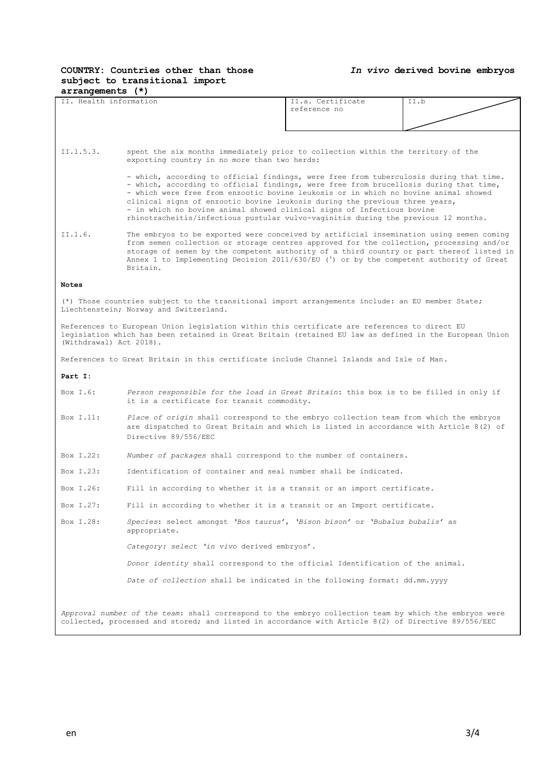**COUNTRY: Countries other than those subject to transitional import arrangements (*)**

***In vivo* derived bovine embryos**

| II. Health information | II.a. Certificate reference no | II.b |
|---|---|---|

II.1.5.3. spent the six months immediately prior to collection within the territory of the exporting country in no more than two herds:

- which, according to official findings, were free from tuberculosis during that time.
- which, according to official findings, were free from brucellosis during that time,
- which were free from enzootic bovine leukosis or in which no bovine animal showed clinical signs of enzootic bovine leukosis during the previous three years,
- in which no bovine animal showed clinical signs of Infectious bovine rhinotracheitis/infectious pustular vulvo-vaginitis during the previous 12 months.

II.1.6. The embryos to be exported were conceived by artificial insemination using semen coming from semen collection or storage centres approved for the collection, processing and/or storage of semen by the competent authority of a third country or part thereof listed in Annex 1 to Implementing Decision 2011/630/EU ([4]) or by the competent authority of Great Britain.

**Notes**

(*) Those countries subject to the transitional import arrangements include: an EU member State; Liechtenstein; Norway and Switzerland.

References to European Union legislation within this certificate are references to direct EU legislation which has been retained in Great Britain (retained EU law as defined in the European Union (Withdrawal) Act 2018).

References to Great Britain in this certificate include Channel Islands and Isle of Man.

**Part I:**

Box I.6: *Person responsible for the load in Great Britain*: this box is to be filled in only if it is a certificate for transit commodity.

Box I.11: *Place of origin* shall correspond to the embryo collection team from which the embryos are dispatched to Great Britain and which is listed in accordance with Article 8(2) of Directive 89/556/EEC

Box I.22: *Number of packages* shall correspond to the number of containers.

Box I.23: Identification of container and seal number shall be indicated.

Box I.26: Fill in according to whether it is a transit or an import certificate.

Box I.27: Fill in according to whether it is a transit or an Import certificate.

Box I.28: *Species*: select amongst '*Bos taurus*', '*Bison bison*' or '*Bubalus bubalis*' as appropriate.

*Category: select 'in vivo* derived embryos'.

*Donor identity* shall correspond to the official Identification of the animal.

*Date of collection* shall be indicated in the following format: dd.mm.yyyy

*Approval number of the team*: shall correspond to the embryo collection team by which the embryos were collected, processed and stored; and listed in accordance with Article 8(2) of Directive 89/556/EEC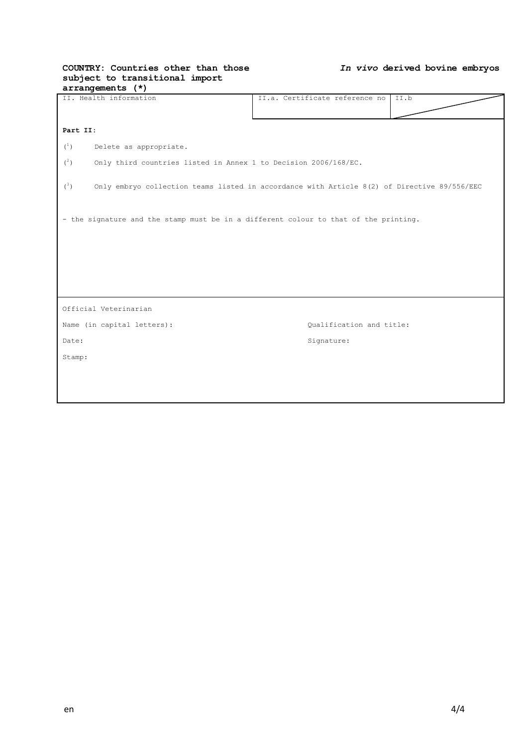**COUNTRY: Countries other than those subject to transitional import arrangements (*)**

***In vivo* derived bovine embryos**

| II. Health information | II.a. Certificate reference no | II.b |
|---|---|---|

**Part II:**

(1) Delete as appropriate.

(2) Only third countries listed in Annex 1 to Decision 2006/168/EC.

(3) Only embryo collection teams listed in accordance with Article 8(2) of Directive 89/556/EEC

- the signature and the stamp must be in a different colour to that of the printing.

Official Veterinarian

Name (in capital letters): Qualification and title:

Date: Signature:

Stamp: